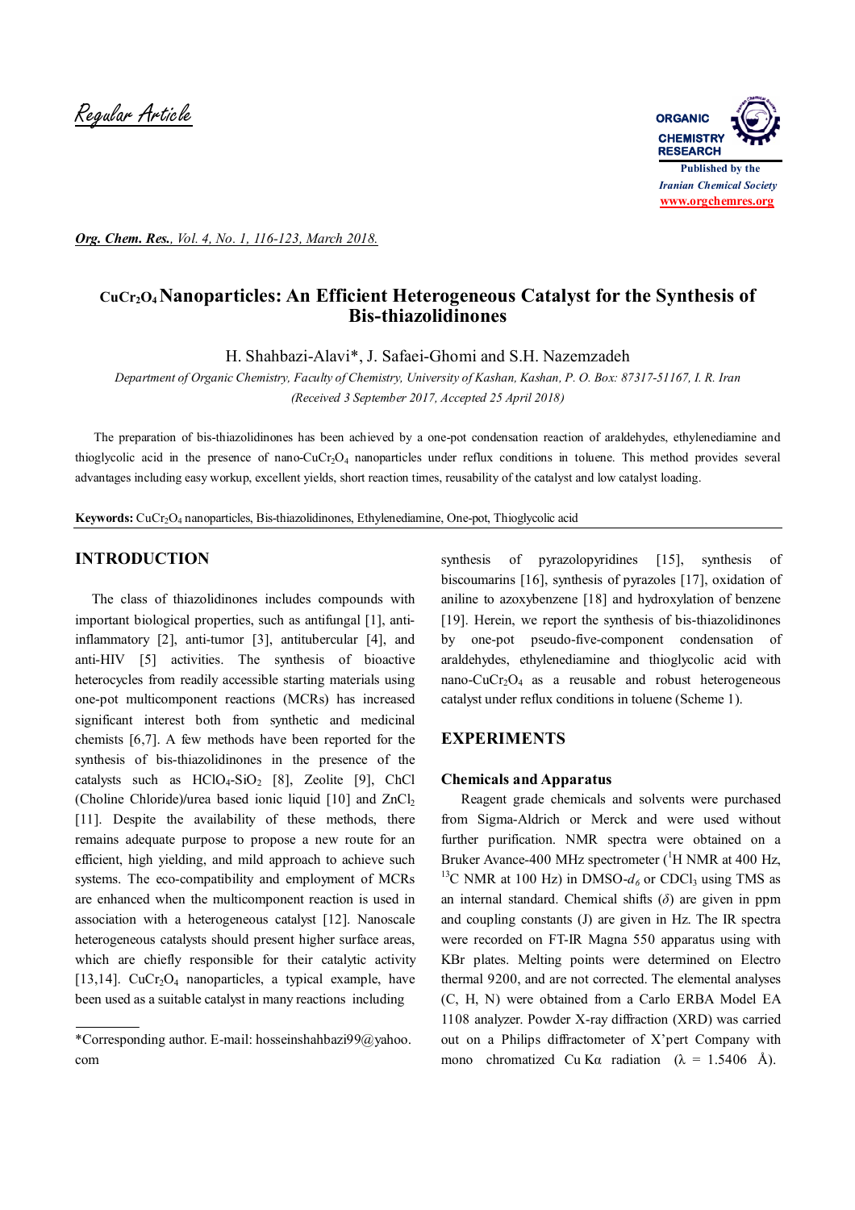Regular Article

# $CuCr_2O_4$ Nanoparticles: An Efficient Heterogeneous Catalyst for the Synthesis of Bis-thiazolidinones

H. Shahbazi-Alavi*, J. Safaei-Ghomi and S.H. Nazemzadeh

*Department of Organic Chemistry, Faculty of Chemistry, University of Kashan, Kashan, P. O. Box: 87317-51167, I. R. Iran*
*(Received 3 September 2017, Accepted 25 April 2018)*

The preparation of bis-thiazolidinones has been achieved by a one-pot condensation reaction of araldehydes, ethylenediamine and thioglycolic acid in the presence of nano-$CuCr_2O_4$ nanoparticles under reflux conditions in toluene. This method provides several advantages including easy workup, excellent yields, short reaction times, reusability of the catalyst and low catalyst loading.

**Keywords:** $CuCr_2O_4$ nanoparticles, Bis-thiazolidinones, Ethylenediamine, One-pot, Thioglycolic acid

## INTRODUCTION

The class of thiazolidinones includes compounds with important biological properties, such as antifungal [1], anti-inflammatory [2], anti-tumor [3], antitubercular [4], and anti-HIV [5] activities. The synthesis of bioactive heterocycles from readily accessible starting materials using one-pot multicomponent reactions (MCRs) has increased significant interest both from synthetic and medicinal chemists [6,7]. A few methods have been reported for the synthesis of bis-thiazolidinones in the presence of the catalysts such as $HClO_4$-$SiO_2$ [8], Zeolite [9], ChCl (Choline Chloride)/urea based ionic liquid [10] and $ZnCl_2$ [11]. Despite the availability of these methods, there remains adequate purpose to propose a new route for an efficient, high yielding, and mild approach to achieve such systems. The eco-compatibility and employment of MCRs are enhanced when the multicomponent reaction is used in association with a heterogeneous catalyst [12]. Nanoscale heterogeneous catalysts should present higher surface areas, which are chiefly responsible for their catalytic activity [13,14]. $CuCr_2O_4$ nanoparticles, a typical example, have been used as a suitable catalyst in many reactions including synthesis of pyrazolopyridines [15], synthesis of biscoumarins [16], synthesis of pyrazoles [17], oxidation of aniline to azoxybenzene [18] and hydroxylation of benzene [19]. Herein, we report the synthesis of bis-thiazolidinones by one-pot pseudo-five-component condensation of araldehydes, ethylenediamine and thioglycolic acid with nano-$CuCr_2O_4$ as a reusable and robust heterogeneous catalyst under reflux conditions in toluene (Scheme 1).

## EXPERIMENTS

### Chemicals and Apparatus

Reagent grade chemicals and solvents were purchased from Sigma-Aldrich or Merck and were used without further purification. NMR spectra were obtained on a Bruker Avance-400 MHz spectrometer ($^1H$ NMR at 400 Hz, $^{13}C$ NMR at 100 Hz) in DMSO-$d_6$ or $CDCl_3$ using TMS as an internal standard. Chemical shifts ($\delta$) are given in ppm and coupling constants (J) are given in Hz. The IR spectra were recorded on FT-IR Magna 550 apparatus using with KBr plates. Melting points were determined on Electro thermal 9200, and are not corrected. The elemental analyses (C, H, N) were obtained from a Carlo ERBA Model EA 1108 analyzer. Powder X-ray diffraction (XRD) was carried out on a Philips diffractometer of X'pert Company with mono chromatized Cu Kα radiation ($\lambda$ = 1.5406 Å).

*Corresponding author. E-mail: hosseinshahbazi99@yahoo.com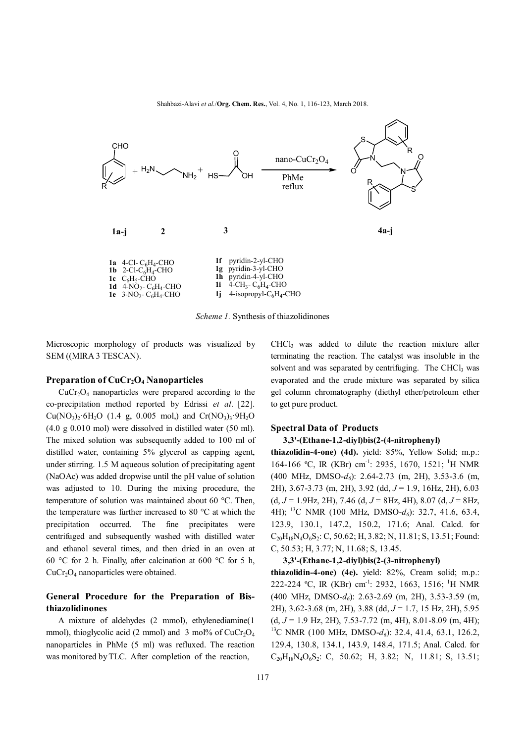**1a-j** **2** **3** **4a-j**

**1a** 4-Cl- $C_6H_4$-CHO
**1b** 2-Cl-$C_6H_4$-CHO
**1c** $C_6H_5$-CHO
**1d** 4-$NO_2$- $C_6H_4$-CHO
**1e** 3-$NO_2$- $C_6H_4$-CHO
**1f** pyridin-2-yl-CHO
**1g** pyridin-3-yl-CHO
**1h** pyridin-4-yl-CHO
**1i** 4-$CH_3$- $C_6H_4$-CHO
**1j** 4-isopropyl-$C_6H_4$-CHO

nano-$CuCr_2O_4$
PhMe
reflux

*Scheme 1.* Synthesis of thiazolidinones

Microscopic morphology of products was visualized by SEM ((MIRA 3 TESCAN).

### Preparation of $CuCr_2O_4$ Nanoparticles

$CuCr_2O_4$ nanoparticles were prepared according to the co-precipitation method reported by Edrissi *et al*. [22]. $Cu(NO_3)_2·6H_2O$ (1.4 g, 0.005 mol,) and $Cr(NO_3)_3·9H_2O$ (4.0 g 0.010 mol) were dissolved in distilled water (50 ml). The mixed solution was subsequently added to 100 ml of distilled water, containing 5% glycerol as capping agent, under stirring. 1.5 M aqueous solution of precipitating agent (NaOAc) was added dropwise until the pH value of solution was adjusted to 10. During the mixing procedure, the temperature of solution was maintained about 60 °C. Then, the temperature was further increased to 80 °C at which the precipitation occurred. The fine precipitates were centrifuged and subsequently washed with distilled water and ethanol several times, and then dried in an oven at 60 °C for 2 h. Finally, after calcination at 600 °C for 5 h, $CuCr_2O_4$ nanoparticles were obtained.

### General Procedure for the Preparation of Bis-thiazolidinones

A mixture of aldehydes (2 mmol), ethylenediamine(1 mmol), thioglycolic acid (2 mmol) and 3 mol% of $CuCr_2O_4$ nanoparticles in PhMe (5 ml) was refluxed. The reaction was monitored by TLC. After completion of the reaction, $CHCl_3$ was added to dilute the reaction mixture after terminating the reaction. The catalyst was insoluble in the solvent and was separated by centrifuging. The $CHCl_3$ was evaporated and the crude mixture was separated by silica gel column chromatography (diethyl ether/petroleum ether to get pure product.

### Spectral Data of Products

**3,3'-(Ethane-1,2-diyl)bis(2-(4-nitrophenyl) thiazolidin-4-one) (4d).** yield: 85%, Yellow Solid; m.p.: 164-166 ºC, IR (KBr) $cm^{-1}$: 2935, 1670, 1521; $^1H$ NMR (400 MHz, DMSO-$d_6$): 2.64-2.73 (m, 2H), 3.53-3.6 (m, 2H), 3.67-3.73 (m, 2H), 3.92 (dd, $J$ = 1.9, 16Hz, 2H), 6.03 (d, $J$ = 1.9Hz, 2H), 7.46 (d, $J$ = 8Hz, 4H), 8.07 (d, $J$ = 8Hz, 4H); $^{13}C$ NMR (100 MHz, DMSO-$d_6$): 32.7, 41.6, 63.4, 123.9, 130.1, 147.2, 150.2, 171.6; Anal. Calcd. for $C_{20}H_{18}N_4O_6S_2$: C, 50.62; H, 3.82; N, 11.81; S, 13.51; Found: C, 50.53; H, 3.77; N, 11.68; S, 13.45.

**3,3'-(Ethane-1,2-diyl)bis(2-(3-nitrophenyl) thiazolidin-4-one) (4e).** yield: 82%, Cream solid; m.p.: 222-224 ºC, IR (KBr) $cm^{-1}$: 2932, 1663, 1516; $^1H$ NMR (400 MHz, DMSO-$d_6$): 2.63-2.69 (m, 2H), 3.53-3.59 (m, 2H), 3.62-3.68 (m, 2H), 3.88 (dd, $J$ = 1.7, 15 Hz, 2H), 5.95 (d, $J$ = 1.9 Hz, 2H), 7.53-7.72 (m, 4H), 8.01-8.09 (m, 4H); $^{13}C$ NMR (100 MHz, DMSO-$d_6$): 32.4, 41.4, 63.1, 126.2, 129.4, 130.8, 134.1, 143.9, 148.4, 171.5; Anal. Calcd. for $C_{20}H_{18}N_4O_6S_2$: C, 50.62; H, 3.82; N, 11.81; S, 13.51;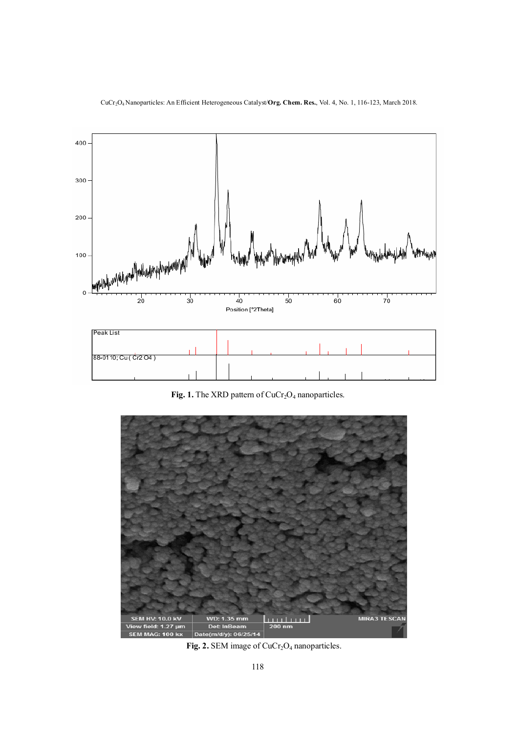400

300

200

100

0

20

30

40

50

60

70

Position [°2Theta]

Peak List

88-0110; Cu ( Cr2 O4 )

**Fig. 1.** The XRD pattern of $CuCr_2O_4$ nanoparticles.

SEM HV: 10.0 kV

WD: 1.35 mm

200 nm

MIRA3 TESCAN

View field: 1.27 μm

Det: InBeam

SEM MAG: 100 kx

Date(m/d/y): 06/25/14

**Fig. 2.** SEM image of $CuCr_2O_4$ nanoparticles.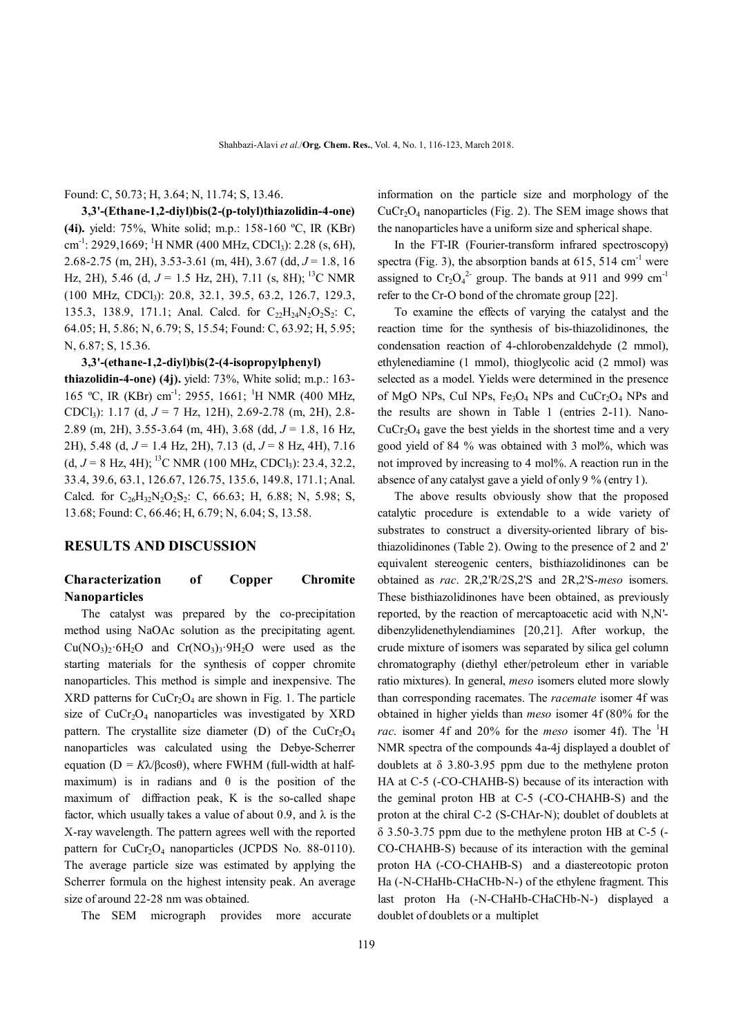Found: C, 50.73; H, 3.64; N, 11.74; S, 13.46.

**3,3'-(Ethane-1,2-diyl)bis(2-(p-tolyl)thiazolidin-4-one) (4i).** yield: 75%, White solid; m.p.: 158-160 ºC, IR (KBr) $cm^{-1}$: 2929,1669; $^1H$ NMR (400 MHz, $CDCl_3$): 2.28 (s, 6H), 2.68-2.75 (m, 2H), 3.53-3.61 (m, 4H), 3.67 (dd, $J$ = 1.8, 16 Hz, 2H), 5.46 (d, $J$ = 1.5 Hz, 2H), 7.11 (s, 8H); $^{13}C$ NMR (100 MHz, $CDCl_3$): 20.8, 32.1, 39.5, 63.2, 126.7, 129.3, 135.3, 138.9, 171.1; Anal. Calcd. for $C_{22}H_{24}N_2O_2S_2$: C, 64.05; H, 5.86; N, 6.79; S, 15.54; Found: C, 63.92; H, 5.95; N, 6.87; S, 15.36.

**3,3'-(ethane-1,2-diyl)bis(2-(4-isopropylphenyl) thiazolidin-4-one) (4j).** yield: 73%, White solid; m.p.: 163-165 ºC, IR (KBr) $cm^{-1}$: 2955, 1661; $^1H$ NMR (400 MHz, $CDCl_3$): 1.17 (d, $J$ = 7 Hz, 12H), 2.69-2.78 (m, 2H), 2.8-2.89 (m, 2H), 3.55-3.64 (m, 4H), 3.68 (dd, $J$ = 1.8, 16 Hz, 2H), 5.48 (d, $J$ = 1.4 Hz, 2H), 7.13 (d, $J$ = 8 Hz, 4H), 7.16 (d, $J$ = 8 Hz, 4H); $^{13}C$ NMR (100 MHz, $CDCl_3$): 23.4, 32.2, 33.4, 39.6, 63.1, 126.67, 126.75, 135.6, 149.8, 171.1; Anal. Calcd. for $C_{26}H_{32}N_2O_2S_2$: C, 66.63; H, 6.88; N, 5.98; S, 13.68; Found: C, 66.46; H, 6.79; N, 6.04; S, 13.58.

## RESULTS AND DISCUSSION

### Characterization of Copper Chromite Nanoparticles

The catalyst was prepared by the co-precipitation method using NaOAc solution as the precipitating agent. $Cu(NO_3)_2{\cdot}6H_2O$ and $Cr(NO_3)_3{\cdot}9H_2O$ were used as the starting materials for the synthesis of copper chromite nanoparticles. This method is simple and inexpensive. The XRD patterns for $CuCr_2O_4$ are shown in Fig. 1. The particle size of $CuCr_2O_4$ nanoparticles was investigated by XRD pattern. The crystallite size diameter (D) of the $CuCr_2O_4$ nanoparticles was calculated using the Debye-Scherrer equation ($D = K\lambda/\beta\cos\theta$), where FWHM (full-width at half-maximum) is in radians and $\theta$ is the position of the maximum of diffraction peak, K is the so-called shape factor, which usually takes a value of about 0.9, and $\lambda$ is the X-ray wavelength. The pattern agrees well with the reported pattern for $CuCr_2O_4$ nanoparticles (JCPDS No. 88-0110). The average particle size was estimated by applying the Scherrer formula on the highest intensity peak. An average size of around 22-28 nm was obtained.

The SEM micrograph provides more accurate information on the particle size and morphology of the $CuCr_2O_4$ nanoparticles (Fig. 2). The SEM image shows that the nanoparticles have a uniform size and spherical shape.

In the FT-IR (Fourier-transform infrared spectroscopy) spectra (Fig. 3), the absorption bands at 615, 514 $cm^{-1}$ were assigned to $Cr_2O_4^{2-}$ group. The bands at 911 and 999 $cm^{-1}$ refer to the Cr-O bond of the chromate group [22].

To examine the effects of varying the catalyst and the reaction time for the synthesis of bis-thiazolidinones, the condensation reaction of 4-chlorobenzaldehyde (2 mmol), ethylenediamine (1 mmol), thioglycolic acid (2 mmol) was selected as a model. Yields were determined in the presence of MgO NPs, CuI NPs, $Fe_3O_4$ NPs and $CuCr_2O_4$ NPs and the results are shown in Table 1 (entries 2-11). Nano-$CuCr_2O_4$ gave the best yields in the shortest time and a very good yield of 84 % was obtained with 3 mol%, which was not improved by increasing to 4 mol%. A reaction run in the absence of any catalyst gave a yield of only 9 % (entry 1).

The above results obviously show that the proposed catalytic procedure is extendable to a wide variety of substrates to construct a diversity-oriented library of bis-thiazolidinones (Table 2). Owing to the presence of 2 and 2' equivalent stereogenic centers, bisthiazolidinones can be obtained as *rac*. 2R,2'R/2S,2'S and 2R,2'S-*meso* isomers. These bisthiazolidinones have been obtained, as previously reported, by the reaction of mercaptoacetic acid with N,N'-dibenzylidenethylendiamines [20,21]. After workup, the crude mixture of isomers was separated by silica gel column chromatography (diethyl ether/petroleum ether in variable ratio mixtures). In general, *meso* isomers eluted more slowly than corresponding racemates. The *racemate* isomer 4f was obtained in higher yields than *meso* isomer 4f (80% for the *rac.* isomer 4f and 20% for the *meso* isomer 4f). The $^1H$ NMR spectra of the compounds 4a-4j displayed a doublet of doublets at δ 3.80-3.95 ppm due to the methylene proton HA at C-5 (-CO-CHAHB-S) because of its interaction with the geminal proton HB at C-5 (-CO-CHAHB-S) and the proton at the chiral C-2 (S-CHAr-N); doublet of doublets at δ 3.50-3.75 ppm due to the methylene proton HB at C-5 (-CO-CHAHB-S) because of its interaction with the geminal proton HA (-CO-CHAHB-S) and a diastereotopic proton Ha (-N-CHaHb-CHaCHb-N-) of the ethylene fragment. This last proton Ha (-N-CHaHb-CHaCHb-N-) displayed a doublet of doublets or a multiplet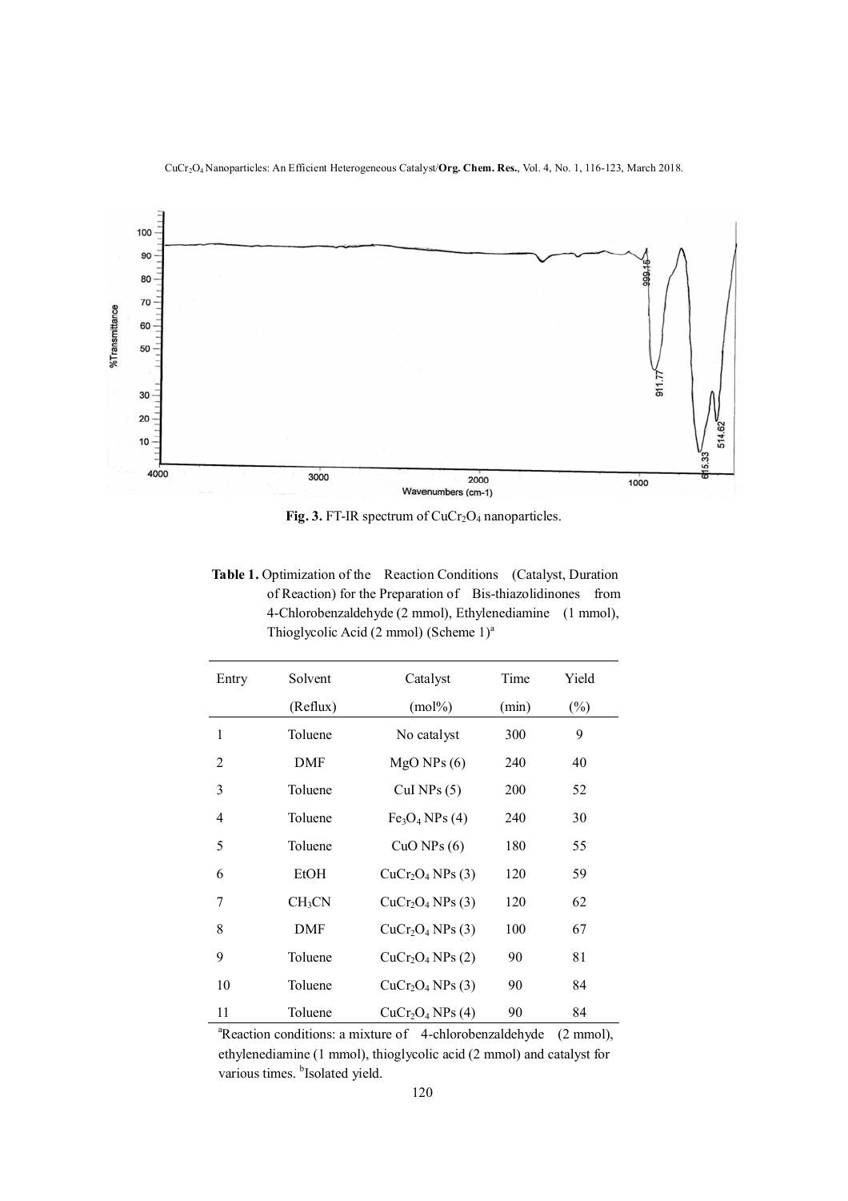100
90
80
70
60
50
30
20
10
%Transmittance
4000
3000
2000
1000
Wavenumbers (cm-1)
999.15
911.77
615.33
514.62

**Fig. 3.** FT-IR spectrum of $CuCr_2O_4$ nanoparticles.

**Table 1.** Optimization of the Reaction Conditions (Catalyst, Duration of Reaction) for the Preparation of Bis-thiazolidinones from 4-Chlorobenzaldehyde (2 mmol), Ethylenediamine (1 mmol), Thioglycolic Acid (2 mmol) (Scheme 1)[a]

| Entry | Solvent (Reflux) | Catalyst (mol%) | Time (min) | Yield (%) |
|---|---|---|---|---|
| 1 | Toluene | No catalyst | 300 | 9 |
| 2 | DMF | MgO NPs (6) | 240 | 40 |
| 3 | Toluene | CuI NPs (5) | 200 | 52 |
| 4 | Toluene | $Fe_3O_4$ NPs (4) | 240 | 30 |
| 5 | Toluene | CuO NPs (6) | 180 | 55 |
| 6 | EtOH | $CuCr_2O_4$ NPs (3) | 120 | 59 |
| 7 | $CH_3CN$ | $CuCr_2O_4$ NPs (3) | 120 | 62 |
| 8 | DMF | $CuCr_2O_4$ NPs (3) | 100 | 67 |
| 9 | Toluene | $CuCr_2O_4$ NPs (2) | 90 | 81 |
| 10 | Toluene | $CuCr_2O_4$ NPs (3) | 90 | 84 |
| 11 | Toluene | $CuCr_2O_4$ NPs (4) | 90 | 84 |

[a]Reaction conditions: a mixture of 4-chlorobenzaldehyde (2 mmol), ethylenediamine (1 mmol), thioglycolic acid (2 mmol) and catalyst for various times. [b]Isolated yield.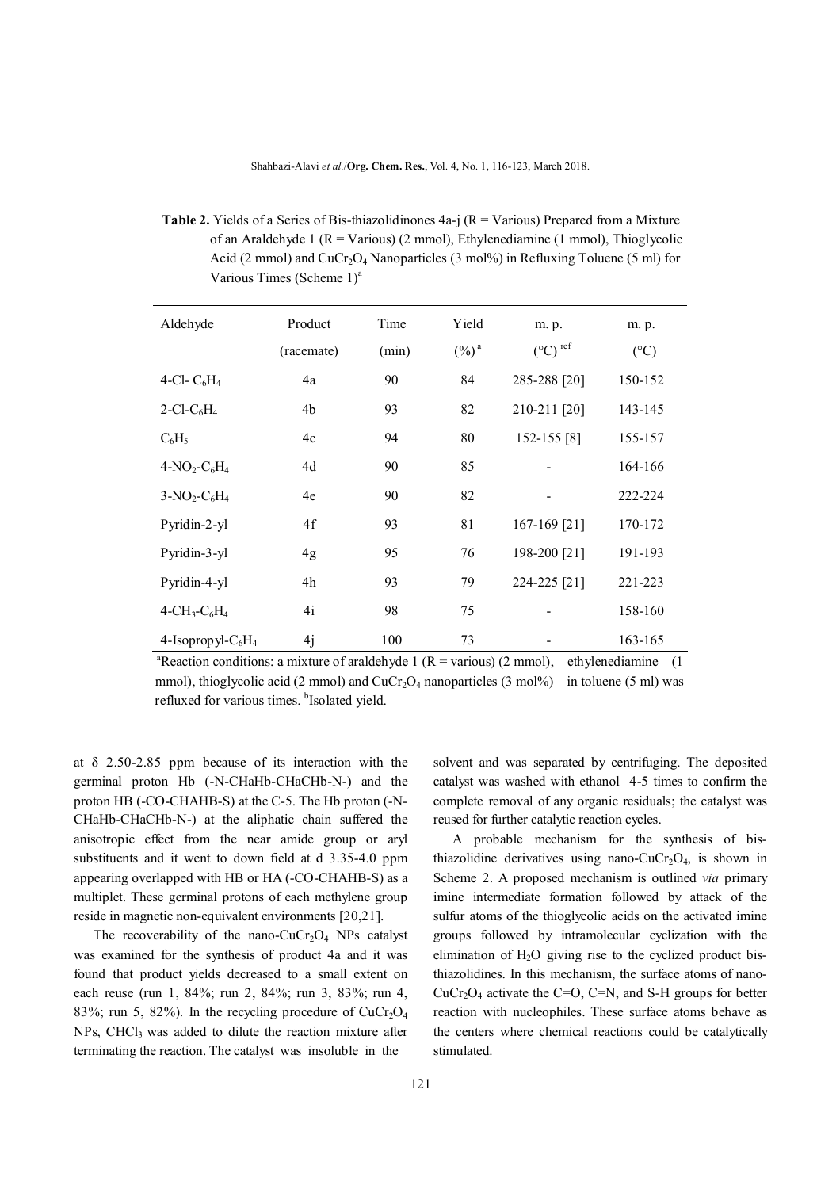**Table 2.** Yields of a Series of Bis-thiazolidinones 4a-j (R = Various) Prepared from a Mixture of an Araldehyde 1 (R = Various) (2 mmol), Ethylenediamine (1 mmol), Thioglycolic Acid (2 mmol) and $CuCr_2O_4$ Nanoparticles (3 mol%) in Refluxing Toluene (5 ml) for Various Times (Scheme 1)[a]

| Aldehyde | Product (racemate) | Time (min) | Yield (%)[a] | m. p. (°C)[ref] | m. p. (°C) |
|---|---|---|---|---|---|
| 4-Cl- $C_6H_4$ | 4a | 90 | 84 | 285-288 [20] | 150-152 |
| 2-Cl-$C_6H_4$ | 4b | 93 | 82 | 210-211 [20] | 143-145 |
| $C_6H_5$ | 4c | 94 | 80 | 152-155 [8] | 155-157 |
| 4-$NO_2$-$C_6H_4$ | 4d | 90 | 85 | - | 164-166 |
| 3-$NO_2$-$C_6H_4$ | 4e | 90 | 82 | - | 222-224 |
| Pyridin-2-yl | 4f | 93 | 81 | 167-169 [21] | 170-172 |
| Pyridin-3-yl | 4g | 95 | 76 | 198-200 [21] | 191-193 |
| Pyridin-4-yl | 4h | 93 | 79 | 224-225 [21] | 221-223 |
| 4-$CH_3$-$C_6H_4$ | 4i | 98 | 75 | - | 158-160 |
| 4-Isopropyl-$C_6H_4$ | 4j | 100 | 73 | - | 163-165 |

[a]Reaction conditions: a mixture of araldehyde 1 (R = various) (2 mmol), ethylenediamine (1 mmol), thioglycolic acid (2 mmol) and $CuCr_2O_4$ nanoparticles (3 mol%) in toluene (5 ml) was refluxed for various times. [b]Isolated yield.

at δ 2.50-2.85 ppm because of its interaction with the germinal proton Hb (-N-CHaHb-CHaCHb-N-) and the proton HB (-CO-CHAHB-S) at the C-5. The Hb proton (-N-CHaHb-CHaCHb-N-) at the aliphatic chain suffered the anisotropic effect from the near amide group or aryl substituents and it went to down field at d 3.35-4.0 ppm appearing overlapped with HB or HA (-CO-CHAHB-S) as a multiplet. These germinal protons of each methylene group reside in magnetic non-equivalent environments [20,21].

The recoverability of the nano-$CuCr_2O_4$ NPs catalyst was examined for the synthesis of product 4a and it was found that product yields decreased to a small extent on each reuse (run 1, 84%; run 2, 84%; run 3, 83%; run 4, 83%; run 5, 82%). In the recycling procedure of $CuCr_2O_4$ NPs, $CHCl_3$ was added to dilute the reaction mixture after terminating the reaction. The catalyst was insoluble in the solvent and was separated by centrifuging. The deposited catalyst was washed with ethanol 4-5 times to confirm the complete removal of any organic residuals; the catalyst was reused for further catalytic reaction cycles.

A probable mechanism for the synthesis of bis-thiazolidine derivatives using nano-$CuCr_2O_4$, is shown in Scheme 2. A proposed mechanism is outlined *via* primary imine intermediate formation followed by attack of the sulfur atoms of the thioglycolic acids on the activated imine groups followed by intramolecular cyclization with the elimination of $H_2O$ giving rise to the cyclized product bis-thiazolidines. In this mechanism, the surface atoms of nano-$CuCr_2O_4$ activate the C=O, C=N, and S-H groups for better reaction with nucleophiles. These surface atoms behave as the centers where chemical reactions could be catalytically stimulated.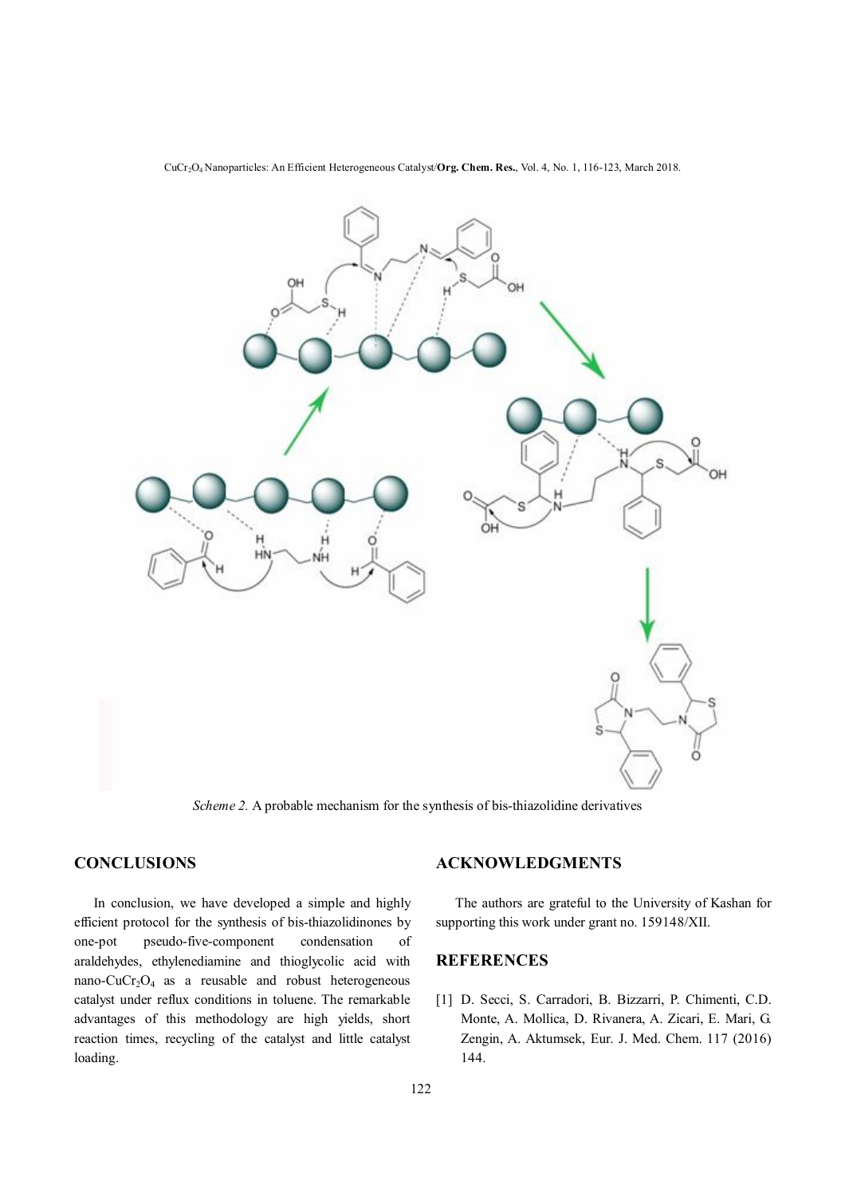Scheme 2. A probable mechanism for the synthesis of bis-thiazolidine derivatives

## CONCLUSIONS

In conclusion, we have developed a simple and highly efficient protocol for the synthesis of bis-thiazolidinones by one-pot pseudo-five-component condensation of araldehydes, ethylenediamine and thioglycolic acid with nano-$CuCr_2O_4$ as a reusable and robust heterogeneous catalyst under reflux conditions in toluene. The remarkable advantages of this methodology are high yields, short reaction times, recycling of the catalyst and little catalyst loading.

## ACKNOWLEDGMENTS

The authors are grateful to the University of Kashan for supporting this work under grant no. 159148/XII.

## REFERENCES

[1] D. Secci, S. Carradori, B. Bizzarri, P. Chimenti, C.D. Monte, A. Mollica, D. Rivanera, A. Zicari, E. Mari, G. Zengin, A. Aktumsek, Eur. J. Med. Chem. 117 (2016) 144.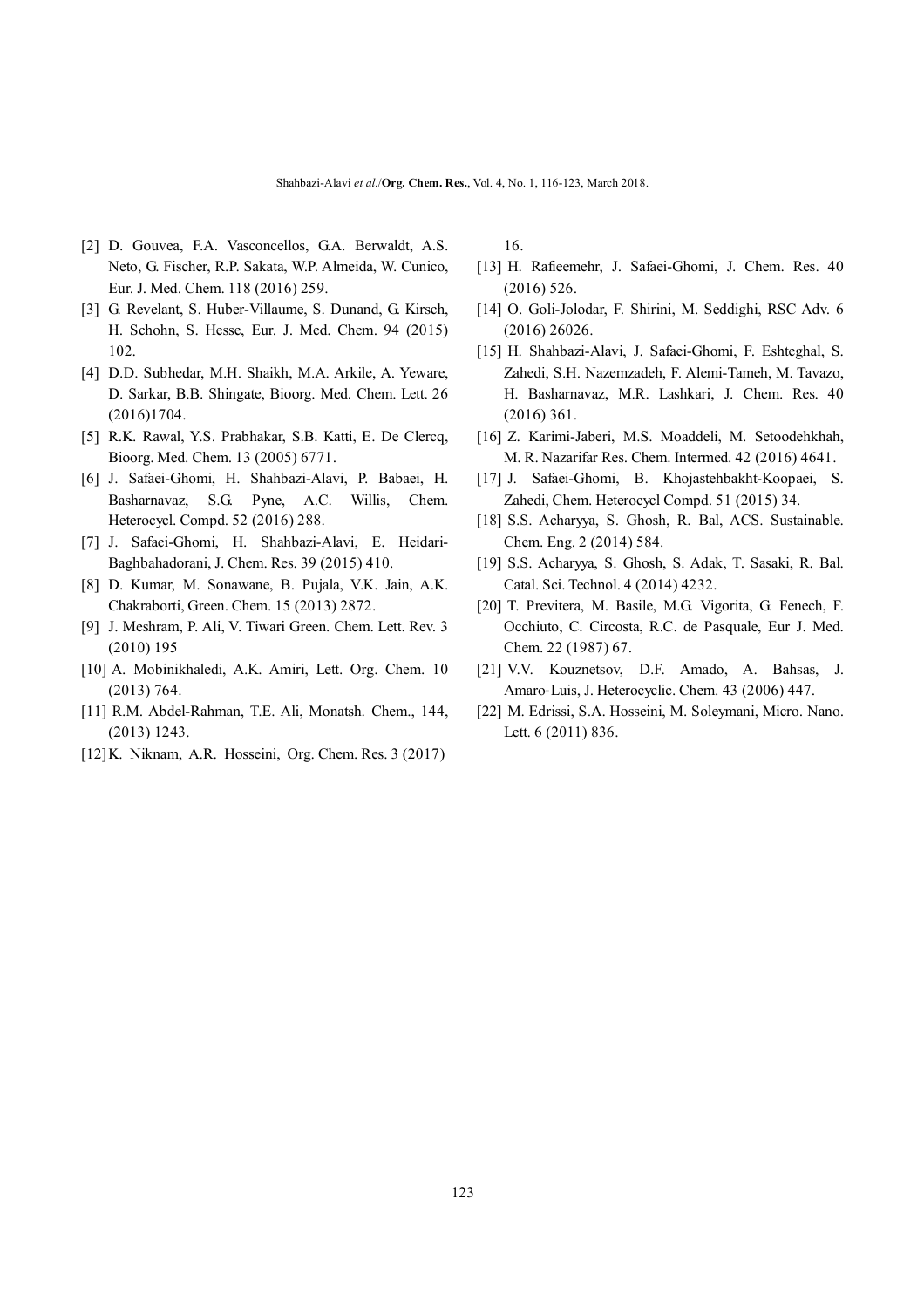[2] D. Gouvea, F.A. Vasconcellos, G.A. Berwaldt, A.S. Neto, G. Fischer, R.P. Sakata, W.P. Almeida, W. Cunico, Eur. J. Med. Chem. 118 (2016) 259.

[3] G. Revelant, S. Huber-Villaume, S. Dunand, G. Kirsch, H. Schohn, S. Hesse, Eur. J. Med. Chem. 94 (2015) 102.

[4] D.D. Subhedar, M.H. Shaikh, M.A. Arkile, A. Yeware, D. Sarkar, B.B. Shingate, Bioorg. Med. Chem. Lett. 26 (2016)1704.

[5] R.K. Rawal, Y.S. Prabhakar, S.B. Katti, E. De Clercq, Bioorg. Med. Chem. 13 (2005) 6771.

[6] J. Safaei-Ghomi, H. Shahbazi-Alavi, P. Babaei, H. Basharnavaz, S.G. Pyne, A.C. Willis, Chem. Heterocycl. Compd. 52 (2016) 288.

[7] J. Safaei-Ghomi, H. Shahbazi-Alavi, E. Heidari-Baghbahadorani, J. Chem. Res. 39 (2015) 410.

[8] D. Kumar, M. Sonawane, B. Pujala, V.K. Jain, A.K. Chakraborti, Green. Chem. 15 (2013) 2872.

[9] J. Meshram, P. Ali, V. Tiwari Green. Chem. Lett. Rev. 3 (2010) 195

[10] A. Mobinikhaledi, A.K. Amiri, Lett. Org. Chem. 10 (2013) 764.

[11] R.M. Abdel-Rahman, T.E. Ali, Monatsh. Chem., 144, (2013) 1243.

[12] K. Niknam, A.R. Hosseini, Org. Chem. Res. 3 (2017) 16.

[13] H. Rafieemehr, J. Safaei-Ghomi, J. Chem. Res. 40 (2016) 526.

[14] O. Goli-Jolodar, F. Shirini, M. Seddighi, RSC Adv. 6 (2016) 26026.

[15] H. Shahbazi-Alavi, J. Safaei-Ghomi, F. Eshteghal, S. Zahedi, S.H. Nazemzadeh, F. Alemi-Tameh, M. Tavazo, H. Basharnavaz, M.R. Lashkari, J. Chem. Res. 40 (2016) 361.

[16] Z. Karimi-Jaberi, M.S. Moaddeli, M. Setoodehkhah, M. R. Nazarifar Res. Chem. Intermed. 42 (2016) 4641.

[17] J. Safaei-Ghomi, B. Khojastehbakht-Koopaei, S. Zahedi, Chem. Heterocycl Compd. 51 (2015) 34.

[18] S.S. Acharyya, S. Ghosh, R. Bal, ACS. Sustainable. Chem. Eng. 2 (2014) 584.

[19] S.S. Acharyya, S. Ghosh, S. Adak, T. Sasaki, R. Bal. Catal. Sci. Technol. 4 (2014) 4232.

[20] T. Previtera, M. Basile, M.G. Vigorita, G. Fenech, F. Occhiuto, C. Circosta, R.C. de Pasquale, Eur J. Med. Chem. 22 (1987) 67.

[21] V.V. Kouznetsov, D.F. Amado, A. Bahsas, J. Amaro-Luis, J. Heterocyclic. Chem. 43 (2006) 447.

[22] M. Edrissi, S.A. Hosseini, M. Soleymani, Micro. Nano. Lett. 6 (2011) 836.